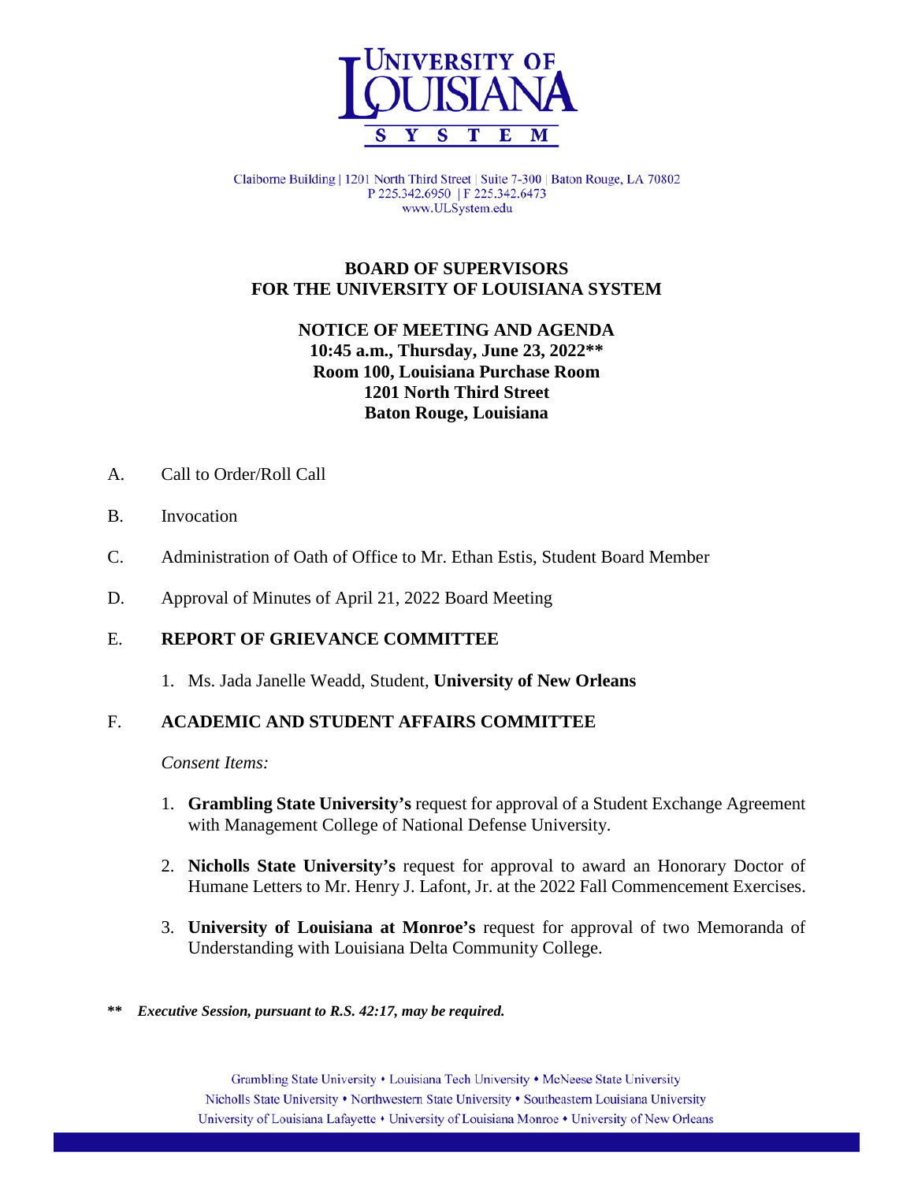University of Louisiana System

Claiborne Building | 1201 North Third Street | Suite 7-300 | Baton Rouge, LA 70802
P 225.342.6950 | F 225.342.6473
www.ULSystem.edu

# BOARD OF SUPERVISORS FOR THE UNIVERSITY OF LOUISIANA SYSTEM

## NOTICE OF MEETING AND AGENDA

**10:45 a.m., Thursday, June 23, 2022****
**Room 100, Louisiana Purchase Room**
**1201 North Third Street**
**Baton Rouge, Louisiana**

A. Call to Order/Roll Call

B. Invocation

C. Administration of Oath of Office to Mr. Ethan Estis, Student Board Member

D. Approval of Minutes of April 21, 2022 Board Meeting

E. **REPORT OF GRIEVANCE COMMITTEE**

1. Ms. Jada Janelle Weadd, Student, **University of New Orleans**

F. **ACADEMIC AND STUDENT AFFAIRS COMMITTEE**

*Consent Items:*

1. **Grambling State University's** request for approval of a Student Exchange Agreement with Management College of National Defense University.
2. **Nicholls State University's** request for approval to award an Honorary Doctor of Humane Letters to Mr. Henry J. Lafont, Jr. at the 2022 Fall Commencement Exercises.
3. **University of Louisiana at Monroe's** request for approval of two Memoranda of Understanding with Louisiana Delta Community College.

**** ***Executive Session, pursuant to R.S. 42:17, may be required.***

Grambling State University • Louisiana Tech University • McNeese State University
Nicholls State University • Northwestern State University • Southeastern Louisiana University
University of Louisiana Lafayette • University of Louisiana Monroe • University of New Orleans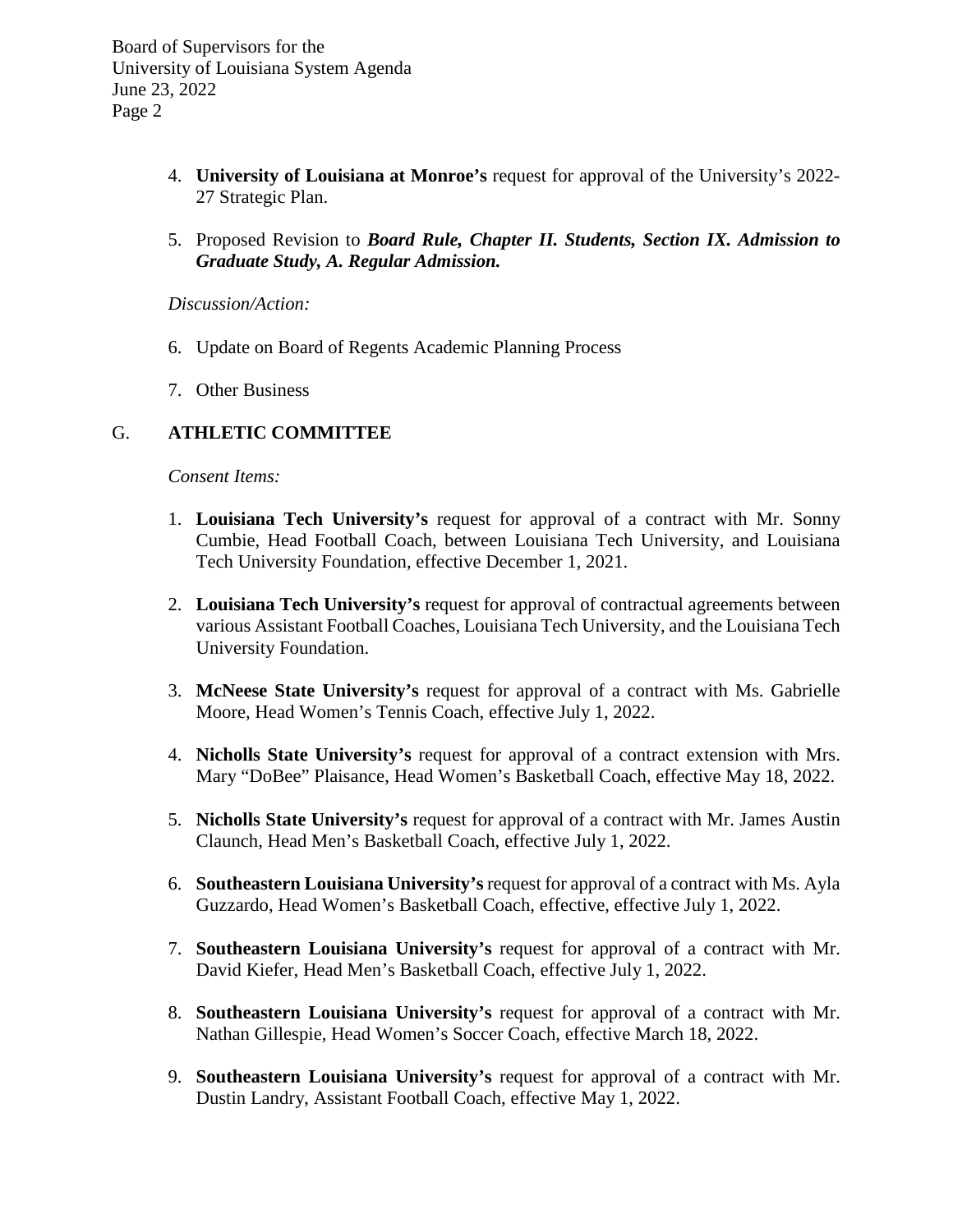4. **University of Louisiana at Monroe's** request for approval of the University's 2022-27 Strategic Plan.

5. Proposed Revision to ***Board Rule, Chapter II. Students, Section IX. Admission to Graduate Study, A. Regular Admission.***

*Discussion/Action:*

6. Update on Board of Regents Academic Planning Process

7. Other Business

## G. ATHLETIC COMMITTEE

*Consent Items:*

1. **Louisiana Tech University's** request for approval of a contract with Mr. Sonny Cumbie, Head Football Coach, between Louisiana Tech University, and Louisiana Tech University Foundation, effective December 1, 2021.

2. **Louisiana Tech University's** request for approval of contractual agreements between various Assistant Football Coaches, Louisiana Tech University, and the Louisiana Tech University Foundation.

3. **McNeese State University's** request for approval of a contract with Ms. Gabrielle Moore, Head Women's Tennis Coach, effective July 1, 2022.

4. **Nicholls State University's** request for approval of a contract extension with Mrs. Mary "DoBee" Plaisance, Head Women's Basketball Coach, effective May 18, 2022.

5. **Nicholls State University's** request for approval of a contract with Mr. James Austin Claunch, Head Men's Basketball Coach, effective July 1, 2022.

6. **Southeastern Louisiana University's** request for approval of a contract with Ms. Ayla Guzzardo, Head Women's Basketball Coach, effective, effective July 1, 2022.

7. **Southeastern Louisiana University's** request for approval of a contract with Mr. David Kiefer, Head Men's Basketball Coach, effective July 1, 2022.

8. **Southeastern Louisiana University's** request for approval of a contract with Mr. Nathan Gillespie, Head Women's Soccer Coach, effective March 18, 2022.

9. **Southeastern Louisiana University's** request for approval of a contract with Mr. Dustin Landry, Assistant Football Coach, effective May 1, 2022.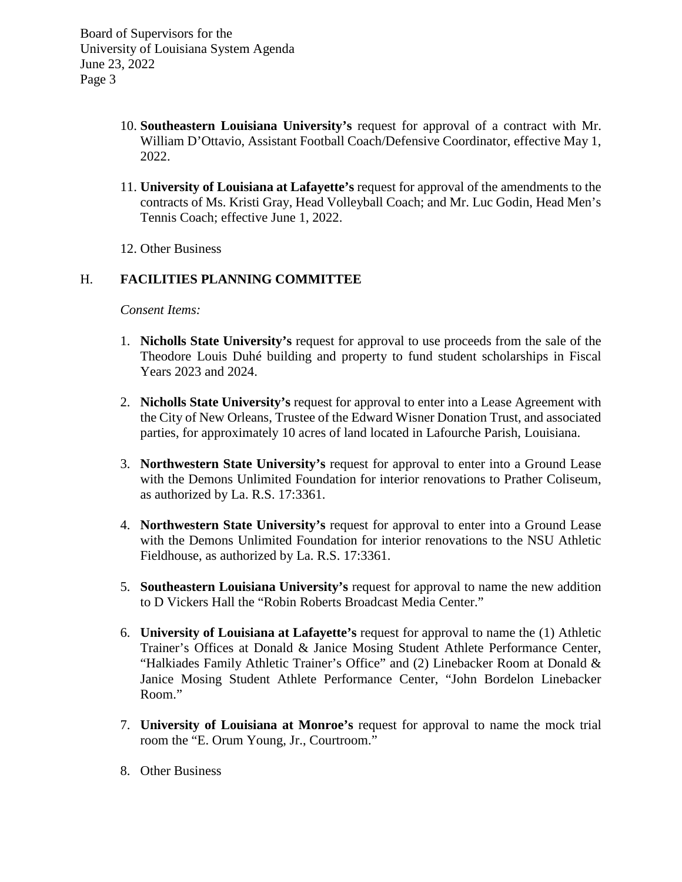10. **Southeastern Louisiana University's** request for approval of a contract with Mr. William D'Ottavio, Assistant Football Coach/Defensive Coordinator, effective May 1, 2022.

11. **University of Louisiana at Lafayette's** request for approval of the amendments to the contracts of Ms. Kristi Gray, Head Volleyball Coach; and Mr. Luc Godin, Head Men's Tennis Coach; effective June 1, 2022.

12. Other Business

## H. FACILITIES PLANNING COMMITTEE

*Consent Items:*

1. **Nicholls State University's** request for approval to use proceeds from the sale of the Theodore Louis Duhé building and property to fund student scholarships in Fiscal Years 2023 and 2024.

2. **Nicholls State University's** request for approval to enter into a Lease Agreement with the City of New Orleans, Trustee of the Edward Wisner Donation Trust, and associated parties, for approximately 10 acres of land located in Lafourche Parish, Louisiana.

3. **Northwestern State University's** request for approval to enter into a Ground Lease with the Demons Unlimited Foundation for interior renovations to Prather Coliseum, as authorized by La. R.S. 17:3361.

4. **Northwestern State University's** request for approval to enter into a Ground Lease with the Demons Unlimited Foundation for interior renovations to the NSU Athletic Fieldhouse, as authorized by La. R.S. 17:3361.

5. **Southeastern Louisiana University's** request for approval to name the new addition to D Vickers Hall the "Robin Roberts Broadcast Media Center."

6. **University of Louisiana at Lafayette's** request for approval to name the (1) Athletic Trainer's Offices at Donald & Janice Mosing Student Athlete Performance Center, "Halkiades Family Athletic Trainer's Office" and (2) Linebacker Room at Donald & Janice Mosing Student Athlete Performance Center, "John Bordelon Linebacker Room."

7. **University of Louisiana at Monroe's** request for approval to name the mock trial room the "E. Orum Young, Jr., Courtroom."

8. Other Business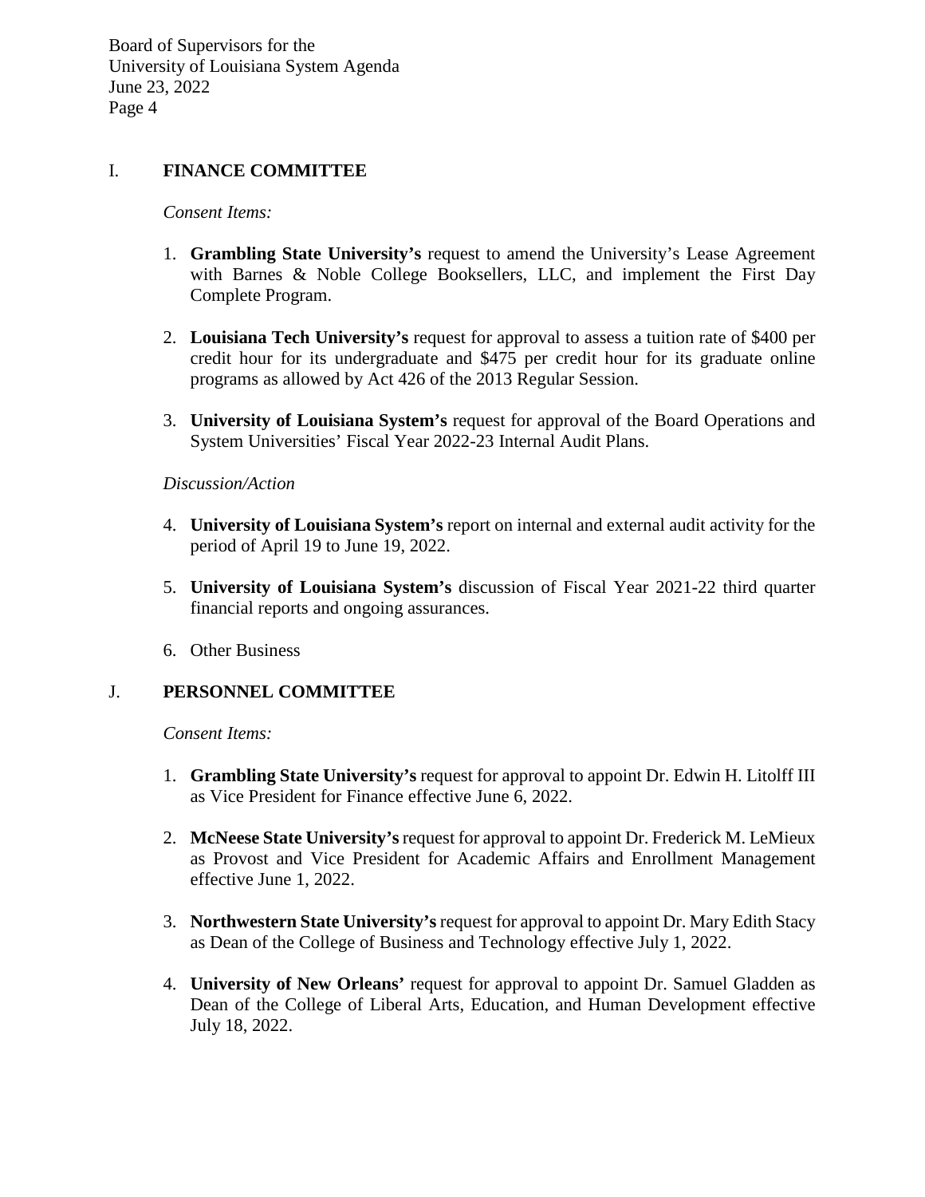## I. FINANCE COMMITTEE

*Consent Items:*

1. **Grambling State University's** request to amend the University's Lease Agreement with Barnes & Noble College Booksellers, LLC, and implement the First Day Complete Program.

2. **Louisiana Tech University's** request for approval to assess a tuition rate of $400 per credit hour for its undergraduate and $475 per credit hour for its graduate online programs as allowed by Act 426 of the 2013 Regular Session.

3. **University of Louisiana System's** request for approval of the Board Operations and System Universities' Fiscal Year 2022-23 Internal Audit Plans.

*Discussion/Action*

4. **University of Louisiana System's** report on internal and external audit activity for the period of April 19 to June 19, 2022.

5. **University of Louisiana System's** discussion of Fiscal Year 2021-22 third quarter financial reports and ongoing assurances.

6. Other Business

## J. PERSONNEL COMMITTEE

*Consent Items:*

1. **Grambling State University's** request for approval to appoint Dr. Edwin H. Litolff III as Vice President for Finance effective June 6, 2022.

2. **McNeese State University's** request for approval to appoint Dr. Frederick M. LeMieux as Provost and Vice President for Academic Affairs and Enrollment Management effective June 1, 2022.

3. **Northwestern State University's** request for approval to appoint Dr. Mary Edith Stacy as Dean of the College of Business and Technology effective July 1, 2022.

4. **University of New Orleans'** request for approval to appoint Dr. Samuel Gladden as Dean of the College of Liberal Arts, Education, and Human Development effective July 18, 2022.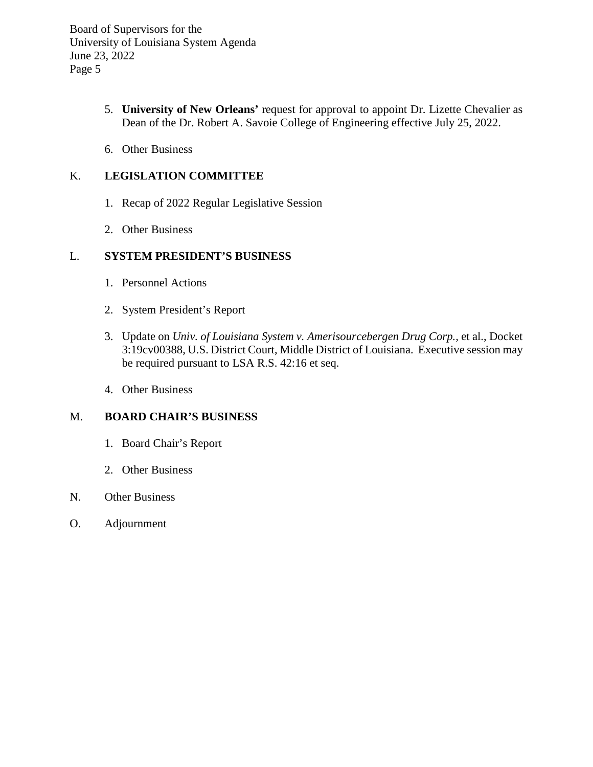5. **University of New Orleans'** request for approval to appoint Dr. Lizette Chevalier as Dean of the Dr. Robert A. Savoie College of Engineering effective July 25, 2022.

6. Other Business

K. **LEGISLATION COMMITTEE**

1. Recap of 2022 Regular Legislative Session

2. Other Business

L. **SYSTEM PRESIDENT'S BUSINESS**

1. Personnel Actions

2. System President's Report

3. Update on *Univ. of Louisiana System v. Amerisourcebergen Drug Corp.*, et al., Docket 3:19cv00388, U.S. District Court, Middle District of Louisiana. Executive session may be required pursuant to LSA R.S. 42:16 et seq.

4. Other Business

M. **BOARD CHAIR'S BUSINESS**

1. Board Chair's Report

2. Other Business

N. Other Business

O. Adjournment